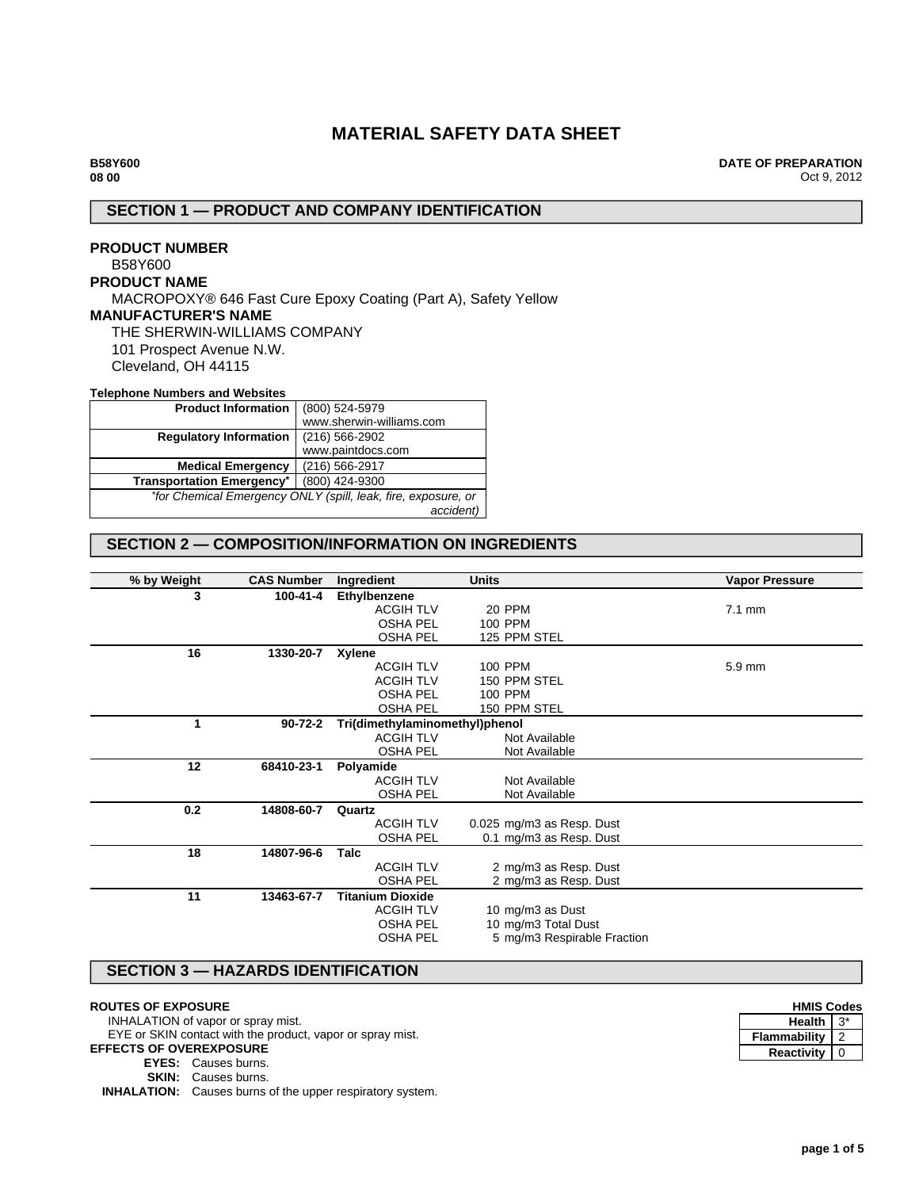# MATERIAL SAFETY DATA SHEET

**B58Y600**
**08 00**

**DATE OF PREPARATION**
Oct 9, 2012

## SECTION 1 — PRODUCT AND COMPANY IDENTIFICATION

**PRODUCT NUMBER**
B58Y600

**PRODUCT NAME**
MACROPOXY® 646 Fast Cure Epoxy Coating (Part A), Safety Yellow

**MANUFACTURER'S NAME**
THE SHERWIN-WILLIAMS COMPANY
101 Prospect Avenue N.W.
Cleveland, OH 44115

**Telephone Numbers and Websites**

| | |
|---|---|
| **Product Information** | (800) 524-5979<br>www.sherwin-williams.com |
| **Regulatory Information** | (216) 566-2902<br>www.paintdocs.com |
| **Medical Emergency** | (216) 566-2917 |
| **Transportation Emergency*** | (800) 424-9300 |

*\*for Chemical Emergency ONLY (spill, leak, fire, exposure, or accident)*

## SECTION 2 — COMPOSITION/INFORMATION ON INGREDIENTS

| % by Weight | CAS Number | Ingredient | Units | Vapor Pressure |
|---|---|---|---|---|
| 3 | 100-41-4 | **Ethylbenzene** | | |
| | | ACGIH TLV | 20 PPM | 7.1 mm |
| | | OSHA PEL | 100 PPM | |
| | | OSHA PEL | 125 PPM STEL | |
| 16 | 1330-20-7 | **Xylene** | | |
| | | ACGIH TLV | 100 PPM | 5.9 mm |
| | | ACGIH TLV | 150 PPM STEL | |
| | | OSHA PEL | 100 PPM | |
| | | OSHA PEL | 150 PPM STEL | |
| 1 | 90-72-2 | **Tri(dimethylaminomethyl)phenol** | | |
| | | ACGIH TLV | Not Available | |
| | | OSHA PEL | Not Available | |
| 12 | 68410-23-1 | **Polyamide** | | |
| | | ACGIH TLV | Not Available | |
| | | OSHA PEL | Not Available | |
| 0.2 | 14808-60-7 | **Quartz** | | |
| | | ACGIH TLV | 0.025 mg/m3 as Resp. Dust | |
| | | OSHA PEL | 0.1 mg/m3 as Resp. Dust | |
| 18 | 14807-96-6 | **Talc** | | |
| | | ACGIH TLV | 2 mg/m3 as Resp. Dust | |
| | | OSHA PEL | 2 mg/m3 as Resp. Dust | |
| 11 | 13463-67-7 | **Titanium Dioxide** | | |
| | | ACGIH TLV | 10 mg/m3 as Dust | |
| | | OSHA PEL | 10 mg/m3 Total Dust | |
| | | OSHA PEL | 5 mg/m3 Respirable Fraction | |

## SECTION 3 — HAZARDS IDENTIFICATION

**ROUTES OF EXPOSURE**
INHALATION of vapor or spray mist.
EYE or SKIN contact with the product, vapor or spray mist.

**EFFECTS OF OVEREXPOSURE**
**EYES:** Causes burns.
**SKIN:** Causes burns.
**INHALATION:** Causes burns of the upper respiratory system.

**HMIS Codes**

| | |
|---|---|
| **Health** | 3* |
| **Flammability** | 2 |
| **Reactivity** | 0 |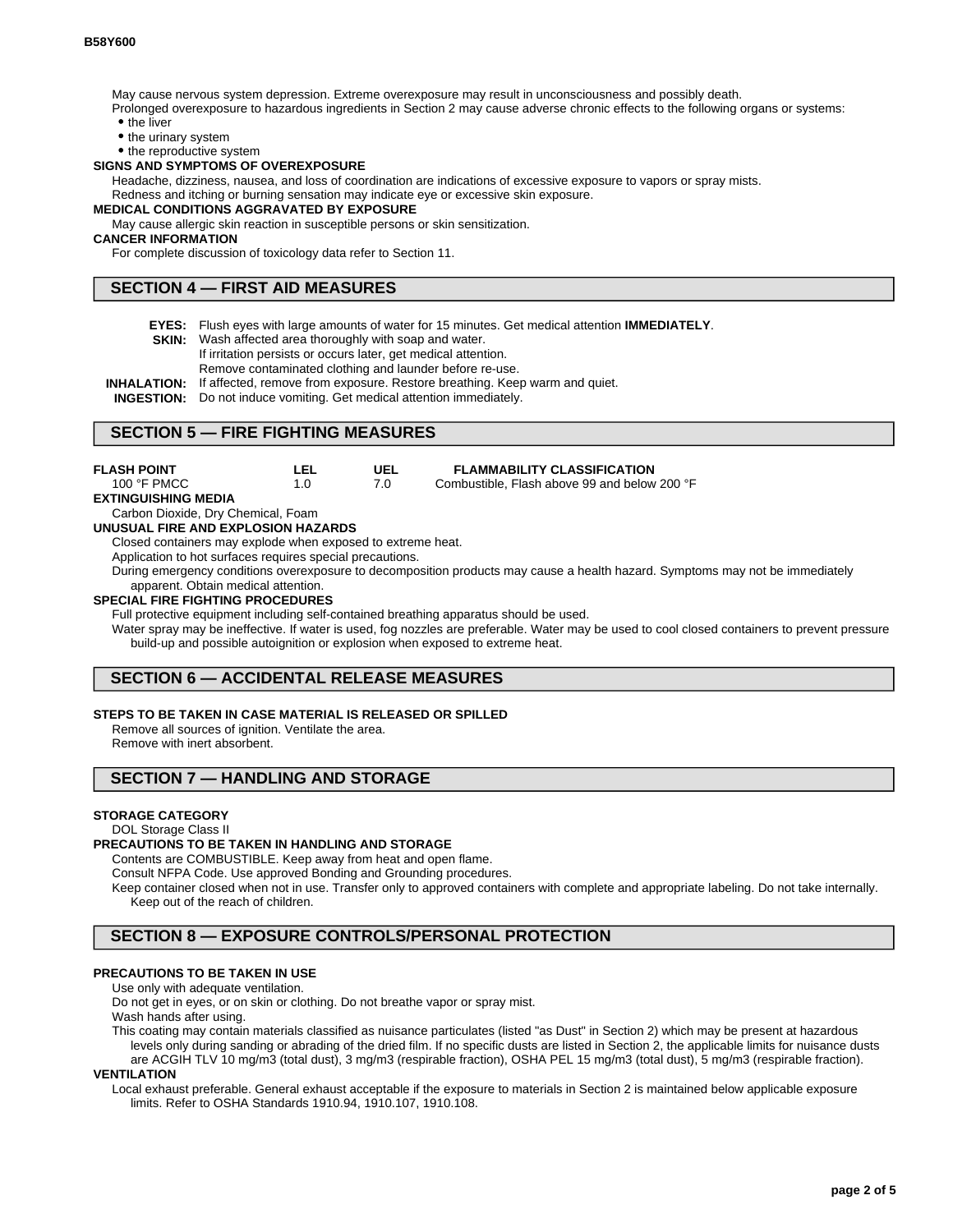May cause nervous system depression. Extreme overexposure may result in unconsciousness and possibly death.

Prolonged overexposure to hazardous ingredients in Section 2 may cause adverse chronic effects to the following organs or systems:

- the liver
- the urinary system
- the reproductive system

**SIGNS AND SYMPTOMS OF OVEREXPOSURE**

Headache, dizziness, nausea, and loss of coordination are indications of excessive exposure to vapors or spray mists.

Redness and itching or burning sensation may indicate eye or excessive skin exposure.

**MEDICAL CONDITIONS AGGRAVATED BY EXPOSURE**

May cause allergic skin reaction in susceptible persons or skin sensitization.

**CANCER INFORMATION**

For complete discussion of toxicology data refer to Section 11.

## SECTION 4 — FIRST AID MEASURES

**EYES:** Flush eyes with large amounts of water for 15 minutes. Get medical attention **IMMEDIATELY**.

**SKIN:** Wash affected area thoroughly with soap and water.
If irritation persists or occurs later, get medical attention.
Remove contaminated clothing and launder before re-use.

**INHALATION:** If affected, remove from exposure. Restore breathing. Keep warm and quiet.

**INGESTION:** Do not induce vomiting. Get medical attention immediately.

## SECTION 5 — FIRE FIGHTING MEASURES

| FLASH POINT | LEL | UEL | FLAMMABILITY CLASSIFICATION |
|---|---|---|---|
| 100 °F PMCC | 1.0 | 7.0 | Combustible, Flash above 99 and below 200 °F |

**EXTINGUISHING MEDIA**

Carbon Dioxide, Dry Chemical, Foam

**UNUSUAL FIRE AND EXPLOSION HAZARDS**

Closed containers may explode when exposed to extreme heat.

Application to hot surfaces requires special precautions.

During emergency conditions overexposure to decomposition products may cause a health hazard. Symptoms may not be immediately apparent. Obtain medical attention.

**SPECIAL FIRE FIGHTING PROCEDURES**

Full protective equipment including self-contained breathing apparatus should be used.

Water spray may be ineffective. If water is used, fog nozzles are preferable. Water may be used to cool closed containers to prevent pressure build-up and possible autoignition or explosion when exposed to extreme heat.

## SECTION 6 — ACCIDENTAL RELEASE MEASURES

**STEPS TO BE TAKEN IN CASE MATERIAL IS RELEASED OR SPILLED**

Remove all sources of ignition. Ventilate the area.

Remove with inert absorbent.

## SECTION 7 — HANDLING AND STORAGE

**STORAGE CATEGORY**

DOL Storage Class II

**PRECAUTIONS TO BE TAKEN IN HANDLING AND STORAGE**

Contents are COMBUSTIBLE. Keep away from heat and open flame.

Consult NFPA Code. Use approved Bonding and Grounding procedures.

Keep container closed when not in use. Transfer only to approved containers with complete and appropriate labeling. Do not take internally. Keep out of the reach of children.

## SECTION 8 — EXPOSURE CONTROLS/PERSONAL PROTECTION

**PRECAUTIONS TO BE TAKEN IN USE**

Use only with adequate ventilation.

Do not get in eyes, or on skin or clothing. Do not breathe vapor or spray mist.

Wash hands after using.

This coating may contain materials classified as nuisance particulates (listed "as Dust" in Section 2) which may be present at hazardous levels only during sanding or abrading of the dried film. If no specific dusts are listed in Section 2, the applicable limits for nuisance dusts are ACGIH TLV 10 mg/m3 (total dust), 3 mg/m3 (respirable fraction), OSHA PEL 15 mg/m3 (total dust), 5 mg/m3 (respirable fraction).

**VENTILATION**

Local exhaust preferable. General exhaust acceptable if the exposure to materials in Section 2 is maintained below applicable exposure limits. Refer to OSHA Standards 1910.94, 1910.107, 1910.108.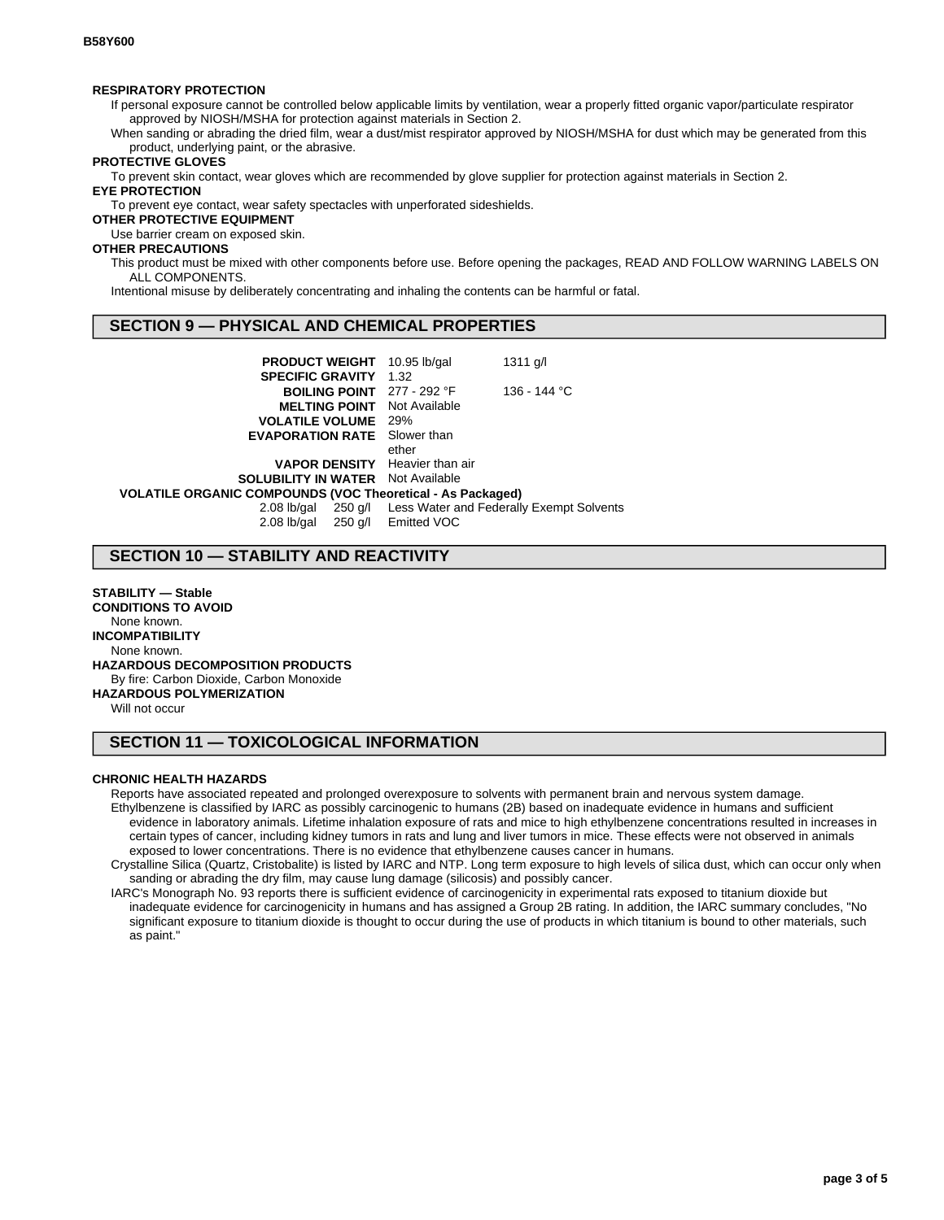B58Y600

**RESPIRATORY PROTECTION**

If personal exposure cannot be controlled below applicable limits by ventilation, wear a properly fitted organic vapor/particulate respirator approved by NIOSH/MSHA for protection against materials in Section 2.

When sanding or abrading the dried film, wear a dust/mist respirator approved by NIOSH/MSHA for dust which may be generated from this product, underlying paint, or the abrasive.

**PROTECTIVE GLOVES**

To prevent skin contact, wear gloves which are recommended by glove supplier for protection against materials in Section 2.

**EYE PROTECTION**

To prevent eye contact, wear safety spectacles with unperforated sideshields.

**OTHER PROTECTIVE EQUIPMENT**

Use barrier cream on exposed skin.

**OTHER PRECAUTIONS**

This product must be mixed with other components before use. Before opening the packages, READ AND FOLLOW WARNING LABELS ON ALL COMPONENTS.

Intentional misuse by deliberately concentrating and inhaling the contents can be harmful or fatal.

## SECTION 9 — PHYSICAL AND CHEMICAL PROPERTIES

| | | |
|---|---|---|
| **PRODUCT WEIGHT** | 10.95 lb/gal | 1311 g/l |
| **SPECIFIC GRAVITY** | 1.32 | |
| **BOILING POINT** | 277 - 292 °F | 136 - 144 °C |
| **MELTING POINT** | Not Available | |
| **VOLATILE VOLUME** | 29% | |
| **EVAPORATION RATE** | Slower than ether | |
| **VAPOR DENSITY** | Heavier than air | |
| **SOLUBILITY IN WATER** | Not Available | |

**VOLATILE ORGANIC COMPOUNDS (VOC Theoretical - As Packaged)**

| | | |
|---|---|---|
| 2.08 lb/gal | 250 g/l | Less Water and Federally Exempt Solvents |
| 2.08 lb/gal | 250 g/l | Emitted VOC |

## SECTION 10 — STABILITY AND REACTIVITY

**STABILITY — Stable**

**CONDITIONS TO AVOID**

None known.

**INCOMPATIBILITY**

None known.

**HAZARDOUS DECOMPOSITION PRODUCTS**

By fire: Carbon Dioxide, Carbon Monoxide

**HAZARDOUS POLYMERIZATION**

Will not occur

## SECTION 11 — TOXICOLOGICAL INFORMATION

**CHRONIC HEALTH HAZARDS**

Reports have associated repeated and prolonged overexposure to solvents with permanent brain and nervous system damage.

Ethylbenzene is classified by IARC as possibly carcinogenic to humans (2B) based on inadequate evidence in humans and sufficient evidence in laboratory animals. Lifetime inhalation exposure of rats and mice to high ethylbenzene concentrations resulted in increases in certain types of cancer, including kidney tumors in rats and lung and liver tumors in mice. These effects were not observed in animals exposed to lower concentrations. There is no evidence that ethylbenzene causes cancer in humans.

Crystalline Silica (Quartz, Cristobalite) is listed by IARC and NTP. Long term exposure to high levels of silica dust, which can occur only when sanding or abrading the dry film, may cause lung damage (silicosis) and possibly cancer.

IARC's Monograph No. 93 reports there is sufficient evidence of carcinogenicity in experimental rats exposed to titanium dioxide but inadequate evidence for carcinogenicity in humans and has assigned a Group 2B rating. In addition, the IARC summary concludes, "No significant exposure to titanium dioxide is thought to occur during the use of products in which titanium is bound to other materials, such as paint."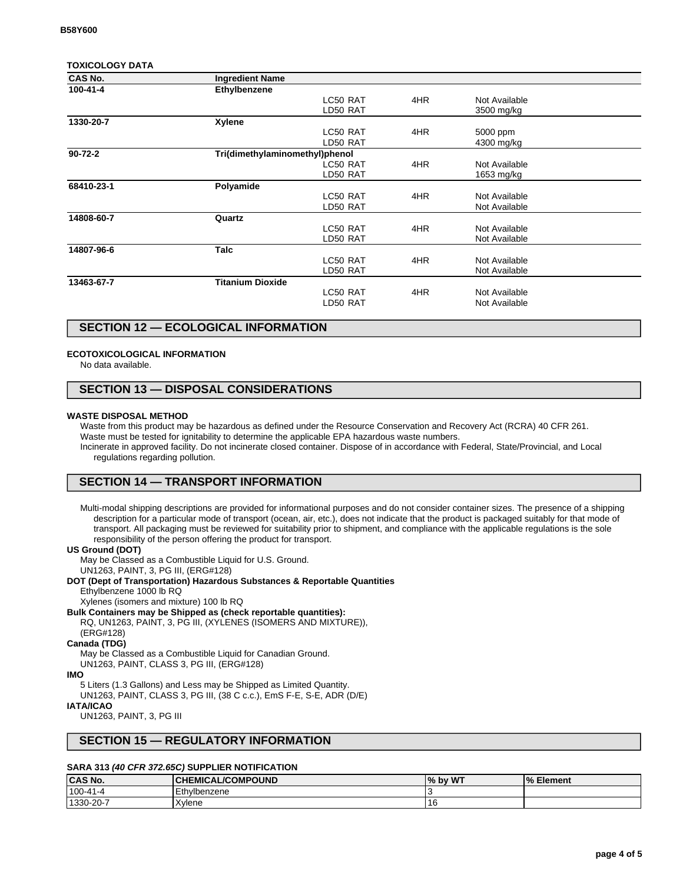**B58Y600**

**TOXICOLOGY DATA**

| CAS No. | Ingredient Name | | | |
|---|---|---|---|---|
| 100-41-4 | Ethylbenzene | | | |
| | | LC50 RAT | 4HR | Not Available |
| | | LD50 RAT | | 3500 mg/kg |
| 1330-20-7 | Xylene | | | |
| | | LC50 RAT | 4HR | 5000 ppm |
| | | LD50 RAT | | 4300 mg/kg |
| 90-72-2 | Tri(dimethylaminomethyl)phenol | | | |
| | | LC50 RAT | 4HR | Not Available |
| | | LD50 RAT | | 1653 mg/kg |
| 68410-23-1 | Polyamide | | | |
| | | LC50 RAT | 4HR | Not Available |
| | | LD50 RAT | | Not Available |
| 14808-60-7 | Quartz | | | |
| | | LC50 RAT | 4HR | Not Available |
| | | LD50 RAT | | Not Available |
| 14807-96-6 | Talc | | | |
| | | LC50 RAT | 4HR | Not Available |
| | | LD50 RAT | | Not Available |
| 13463-67-7 | Titanium Dioxide | | | |
| | | LC50 RAT | 4HR | Not Available |
| | | LD50 RAT | | Not Available |

## SECTION 12 — ECOLOGICAL INFORMATION

**ECOTOXICOLOGICAL INFORMATION**

No data available.

## SECTION 13 — DISPOSAL CONSIDERATIONS

**WASTE DISPOSAL METHOD**

Waste from this product may be hazardous as defined under the Resource Conservation and Recovery Act (RCRA) 40 CFR 261.
Waste must be tested for ignitability to determine the applicable EPA hazardous waste numbers.
Incinerate in approved facility. Do not incinerate closed container. Dispose of in accordance with Federal, State/Provincial, and Local regulations regarding pollution.

## SECTION 14 — TRANSPORT INFORMATION

Multi-modal shipping descriptions are provided for informational purposes and do not consider container sizes. The presence of a shipping description for a particular mode of transport (ocean, air, etc.), does not indicate that the product is packaged suitably for that mode of transport. All packaging must be reviewed for suitability prior to shipment, and compliance with the applicable regulations is the sole responsibility of the person offering the product for transport.

**US Ground (DOT)**

May be Classed as a Combustible Liquid for U.S. Ground.
UN1263, PAINT, 3, PG III, (ERG#128)

**DOT (Dept of Transportation) Hazardous Substances & Reportable Quantities**

Ethylbenzene 1000 lb RQ
Xylenes (isomers and mixture) 100 lb RQ

**Bulk Containers may be Shipped as (check reportable quantities):**

RQ, UN1263, PAINT, 3, PG III, (XYLENES (ISOMERS AND MIXTURE)), (ERG#128)

**Canada (TDG)**

May be Classed as a Combustible Liquid for Canadian Ground.
UN1263, PAINT, CLASS 3, PG III, (ERG#128)

**IMO**

5 Liters (1.3 Gallons) and Less may be Shipped as Limited Quantity.
UN1263, PAINT, CLASS 3, PG III, (38 C c.c.), EmS F-E, S-E, ADR (D/E)

**IATA/ICAO**

UN1263, PAINT, 3, PG III

## SECTION 15 — REGULATORY INFORMATION

**SARA 313 *(40 CFR 372.65C)* SUPPLIER NOTIFICATION**

| CAS No. | CHEMICAL/COMPOUND | % by WT | % Element |
|---|---|---|---|
| 100-41-4 | Ethylbenzene | 3 | |
| 1330-20-7 | Xylene | 16 | |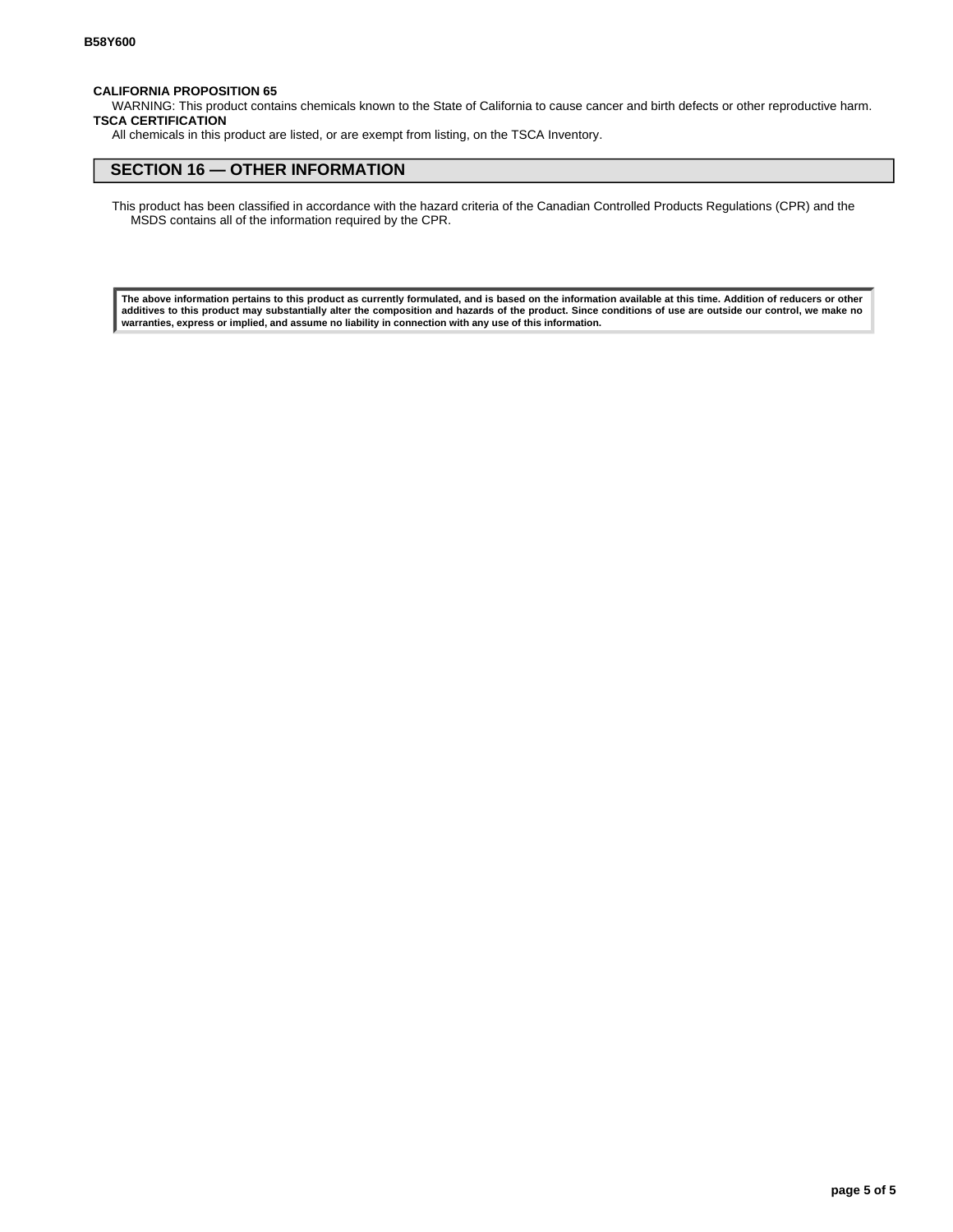**CALIFORNIA PROPOSITION 65**

WARNING: This product contains chemicals known to the State of California to cause cancer and birth defects or other reproductive harm.

**TSCA CERTIFICATION**

All chemicals in this product are listed, or are exempt from listing, on the TSCA Inventory.

## SECTION 16 — OTHER INFORMATION

This product has been classified in accordance with the hazard criteria of the Canadian Controlled Products Regulations (CPR) and the MSDS contains all of the information required by the CPR.

**The above information pertains to this product as currently formulated, and is based on the information available at this time. Addition of reducers or other additives to this product may substantially alter the composition and hazards of the product. Since conditions of use are outside our control, we make no warranties, express or implied, and assume no liability in connection with any use of this information.**